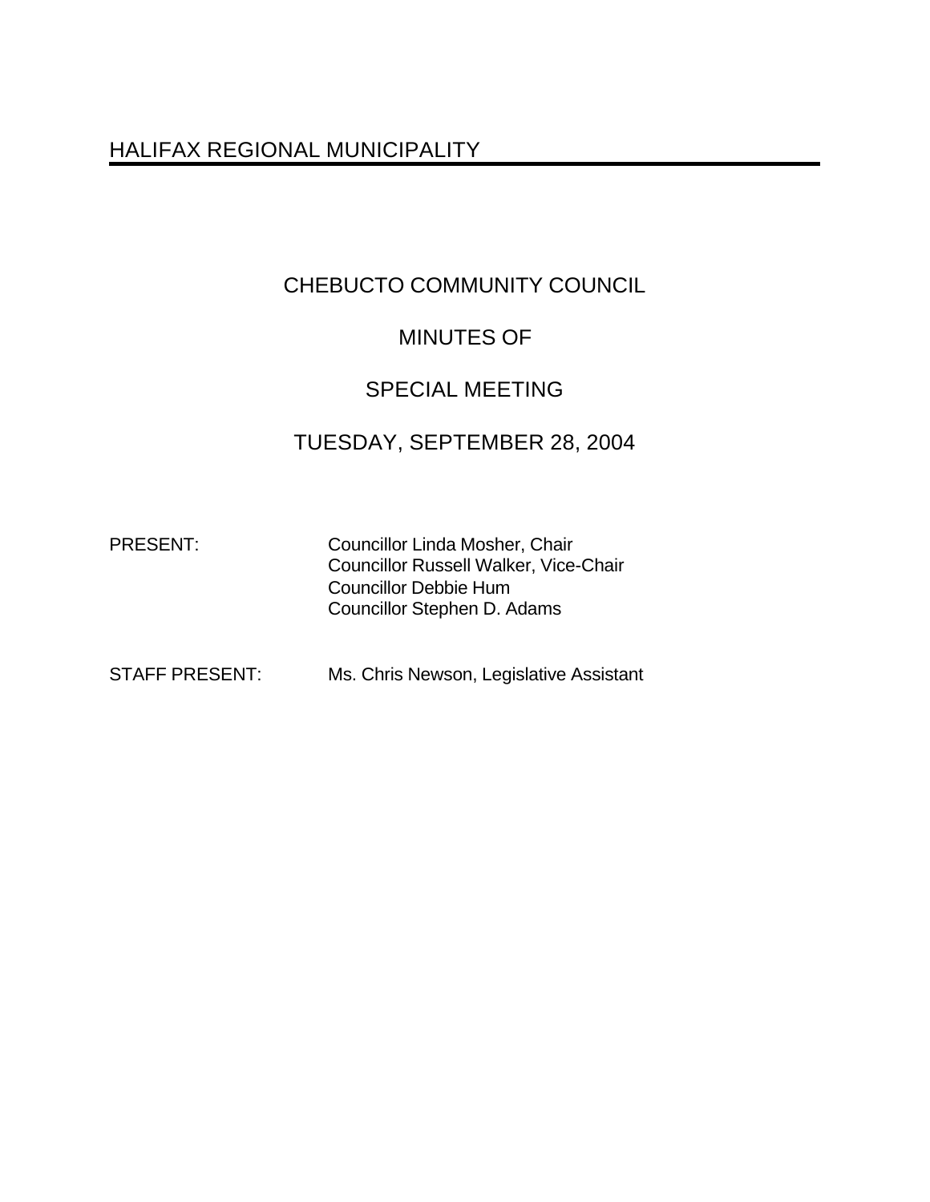# HALIFAX REGIONAL MUNICIPALITY

## CHEBUCTO COMMUNITY COUNCIL

## MINUTES OF

## SPECIAL MEETING

## TUESDAY, SEPTEMBER 28, 2004

PRESENT: Councillor Linda Mosher, Chair
Councillor Russell Walker, Vice-Chair
Councillor Debbie Hum
Councillor Stephen D. Adams

STAFF PRESENT: Ms. Chris Newson, Legislative Assistant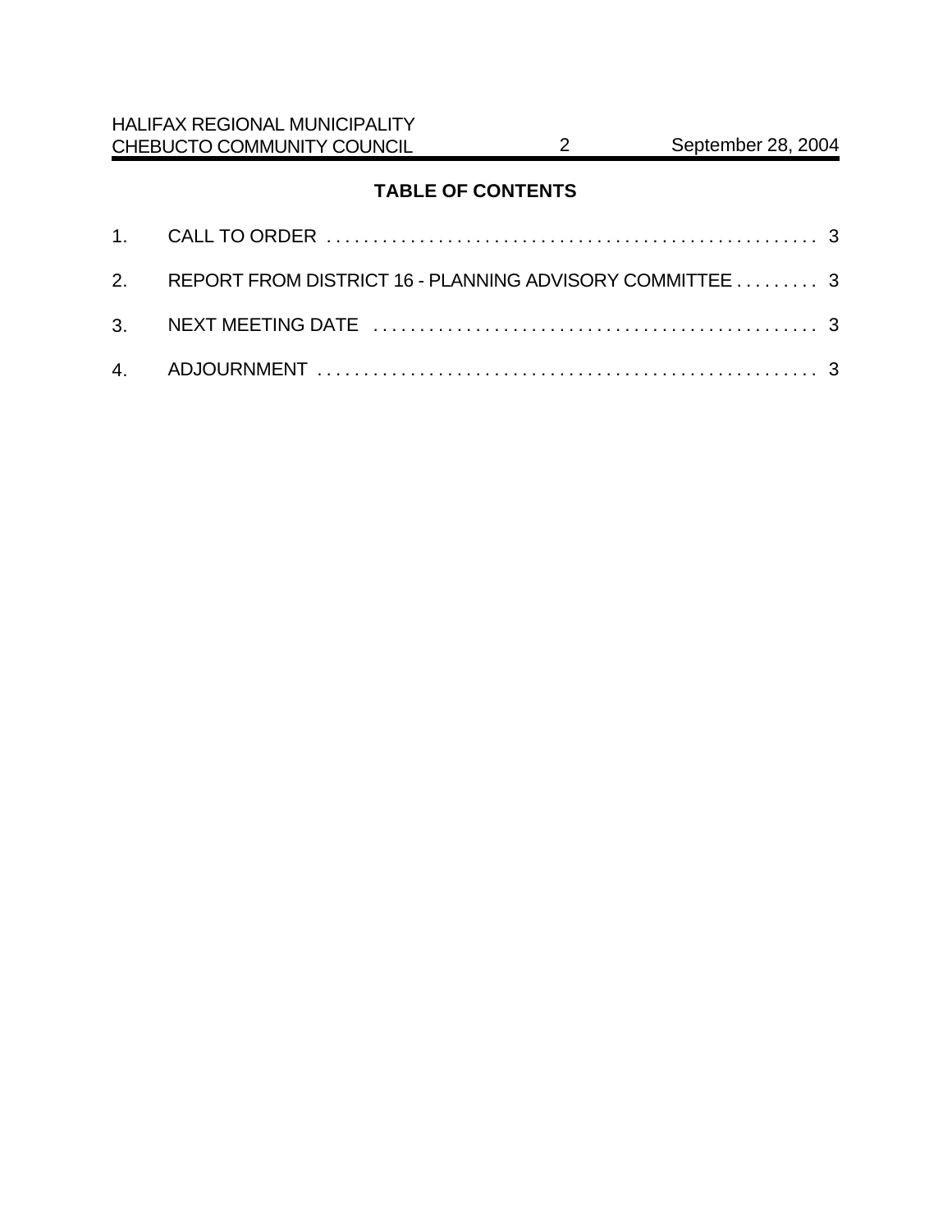## TABLE OF CONTENTS

1. CALL TO ORDER . . . . . . . . . . . . . . . . . . . . . . . . . . . . . . . . . . . . . . . . . . . . . . . . . . . . 3
2. REPORT FROM DISTRICT 16 - PLANNING ADVISORY COMMITTEE . . . . . . . . . 3
3. NEXT MEETING DATE . . . . . . . . . . . . . . . . . . . . . . . . . . . . . . . . . . . . . . . . . . . . . . . . 3
4. ADJOURNMENT . . . . . . . . . . . . . . . . . . . . . . . . . . . . . . . . . . . . . . . . . . . . . . . . . . . . . 3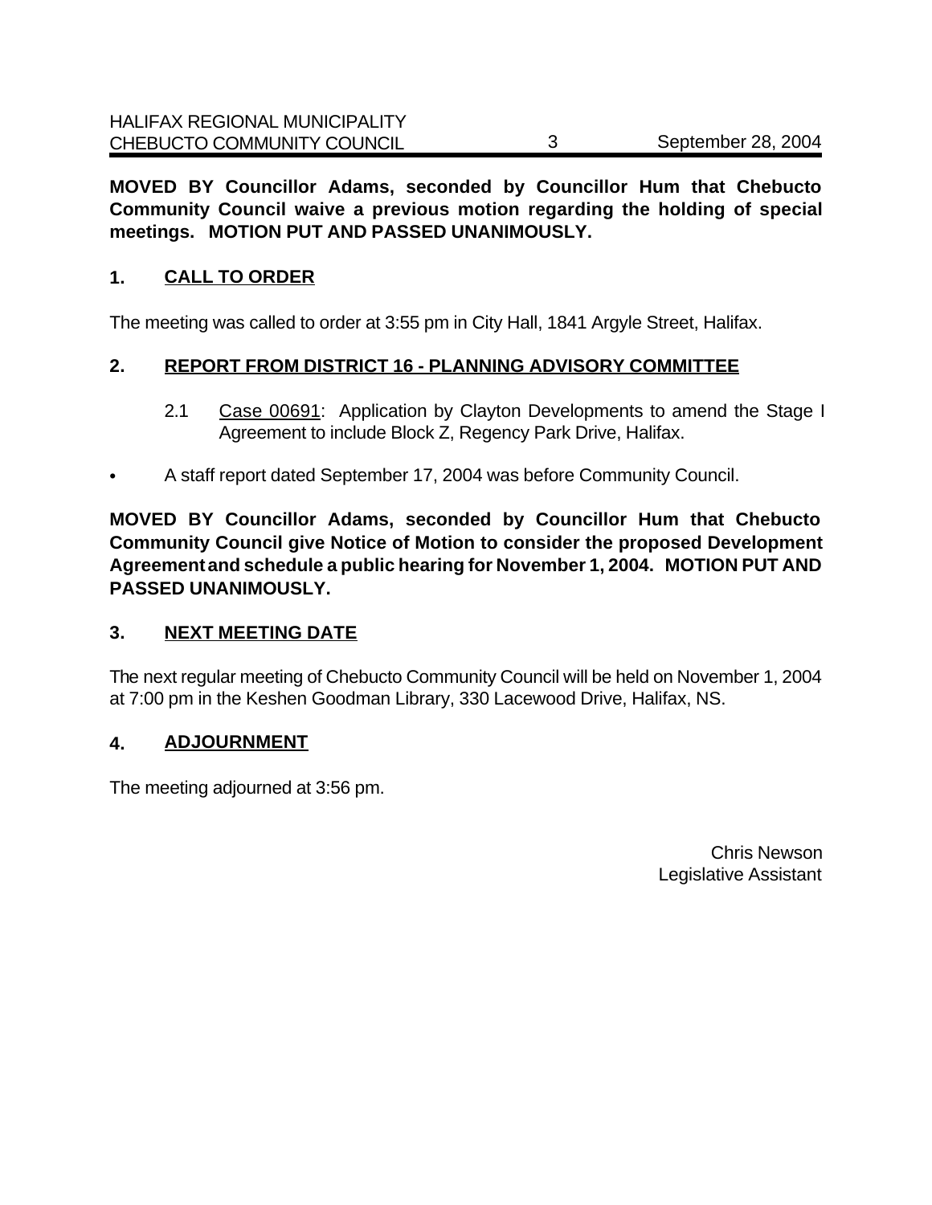**MOVED BY Councillor Adams, seconded by Councillor Hum that Chebucto Community Council waive a previous motion regarding the holding of special meetings. MOTION PUT AND PASSED UNANIMOUSLY.**

## 1. CALL TO ORDER

The meeting was called to order at 3:55 pm in City Hall, 1841 Argyle Street, Halifax.

## 2. REPORT FROM DISTRICT 16 - PLANNING ADVISORY COMMITTEE

2.1 Case 00691: Application by Clayton Developments to amend the Stage I Agreement to include Block Z, Regency Park Drive, Halifax.

- A staff report dated September 17, 2004 was before Community Council.

**MOVED BY Councillor Adams, seconded by Councillor Hum that Chebucto Community Council give Notice of Motion to consider the proposed Development Agreement and schedule a public hearing for November 1, 2004. MOTION PUT AND PASSED UNANIMOUSLY.**

## 3. NEXT MEETING DATE

The next regular meeting of Chebucto Community Council will be held on November 1, 2004 at 7:00 pm in the Keshen Goodman Library, 330 Lacewood Drive, Halifax, NS.

## 4. ADJOURNMENT

The meeting adjourned at 3:56 pm.

Chris Newson
Legislative Assistant